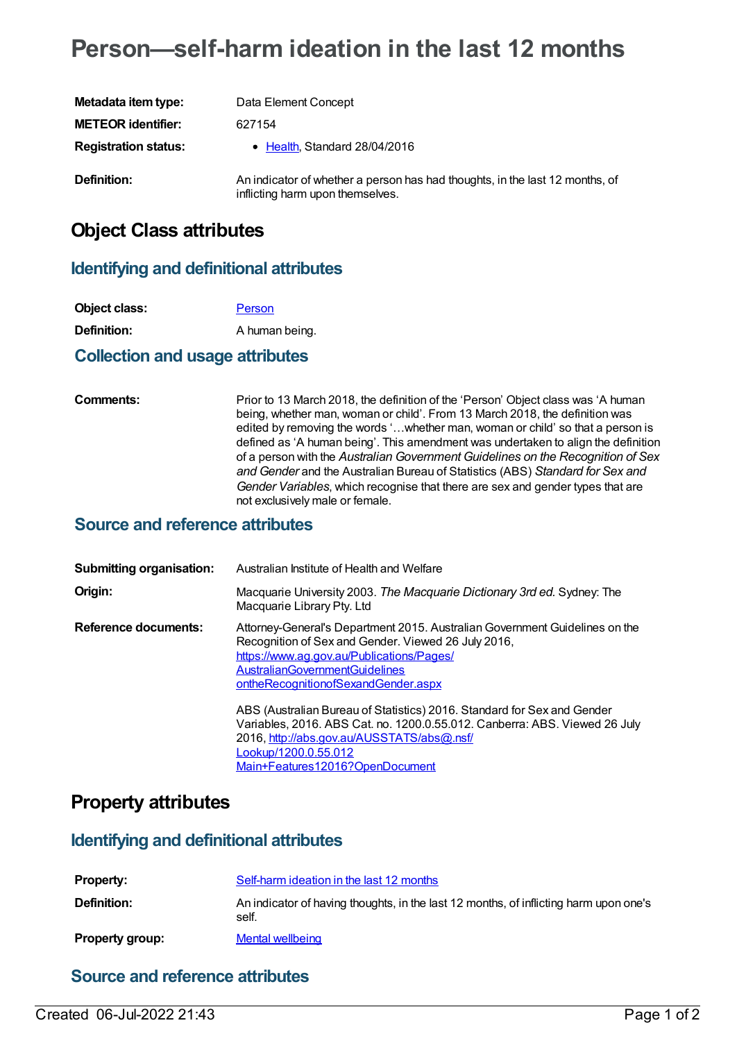# Person—self-harm ideation in the last 12 months

| | |
|---|---|
| **Metadata item type:** | Data Element Concept |
| **METEOR identifier:** | 627154 |
| **Registration status:** | • Health, Standard 28/04/2016 |
| **Definition:** | An indicator of whether a person has had thoughts, in the last 12 months, of inflicting harm upon themselves. |

## Object Class attributes

### Identifying and definitional attributes

| | |
|---|---|
| **Object class:** | Person |
| **Definition:** | A human being. |

### Collection and usage attributes

| | |
|---|---|
| **Comments:** | Prior to 13 March 2018, the definition of the 'Person' Object class was 'A human being, whether man, woman or child'. From 13 March 2018, the definition was edited by removing the words '…whether man, woman or child' so that a person is defined as 'A human being'. This amendment was undertaken to align the definition of a person with the *Australian Government Guidelines on the Recognition of Sex and Gender* and the Australian Bureau of Statistics (ABS) *Standard for Sex and Gender Variables*, which recognise that there are sex and gender types that are not exclusively male or female. |

### Source and reference attributes

| | |
|---|---|
| **Submitting organisation:** | Australian Institute of Health and Welfare |
| **Origin:** | Macquarie University 2003. *The Macquarie Dictionary 3rd ed.* Sydney: The Macquarie Library Pty. Ltd |
| **Reference documents:** | Attorney-General's Department 2015. Australian Government Guidelines on the Recognition of Sex and Gender. Viewed 26 July 2016, https://www.ag.gov.au/Publications/Pages/AustralianGovernmentGuidelinesontheRecognitionofSexandGender.aspx<br><br>ABS (Australian Bureau of Statistics) 2016. Standard for Sex and Gender Variables, 2016. ABS Cat. no. 1200.0.55.012. Canberra: ABS. Viewed 26 July 2016, http://abs.gov.au/AUSSTATS/abs@.nsf/Lookup/1200.0.55.012Main+Features12016?OpenDocument |

## Property attributes

### Identifying and definitional attributes

| | |
|---|---|
| **Property:** | Self-harm ideation in the last 12 months |
| **Definition:** | An indicator of having thoughts, in the last 12 months, of inflicting harm upon one's self. |
| **Property group:** | Mental wellbeing |

### Source and reference attributes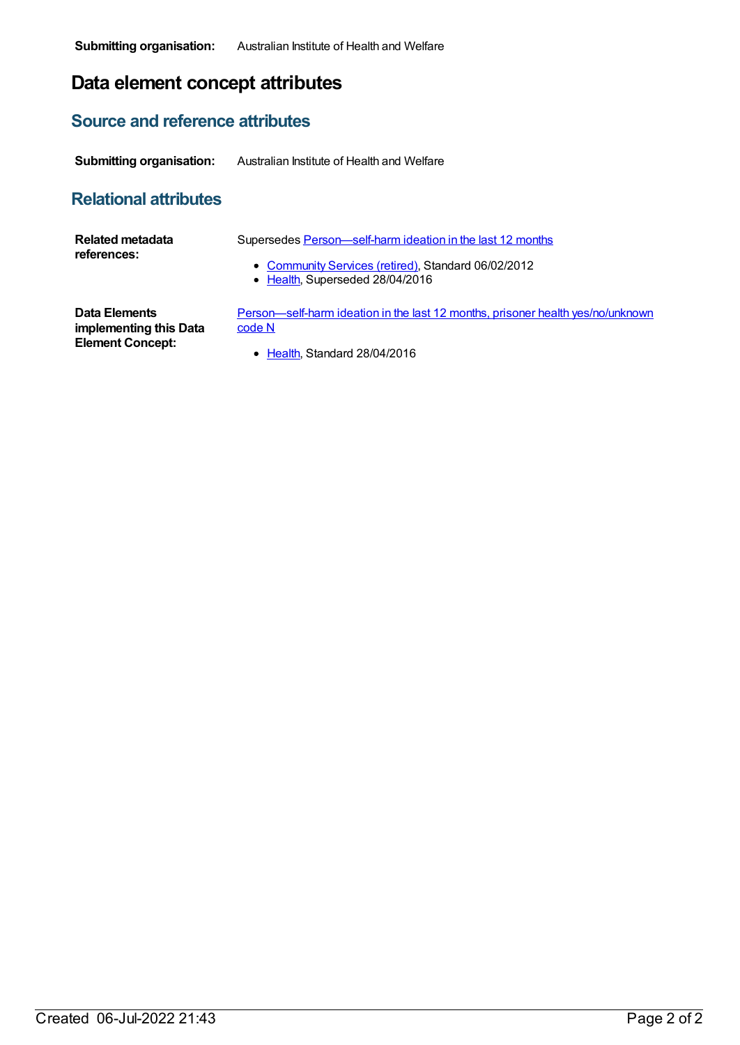**Submitting organisation:** Australian Institute of Health and Welfare

# Data element concept attributes

## Source and reference attributes

**Submitting organisation:** Australian Institute of Health and Welfare

## Relational attributes

**Related metadata references:**

Supersedes Person—self-harm ideation in the last 12 months

- Community Services (retired), Standard 06/02/2012
- Health, Superseded 28/04/2016

**Data Elements implementing this Data Element Concept:**

Person—self-harm ideation in the last 12 months, prisoner health yes/no/unknown code N

- Health, Standard 28/04/2016